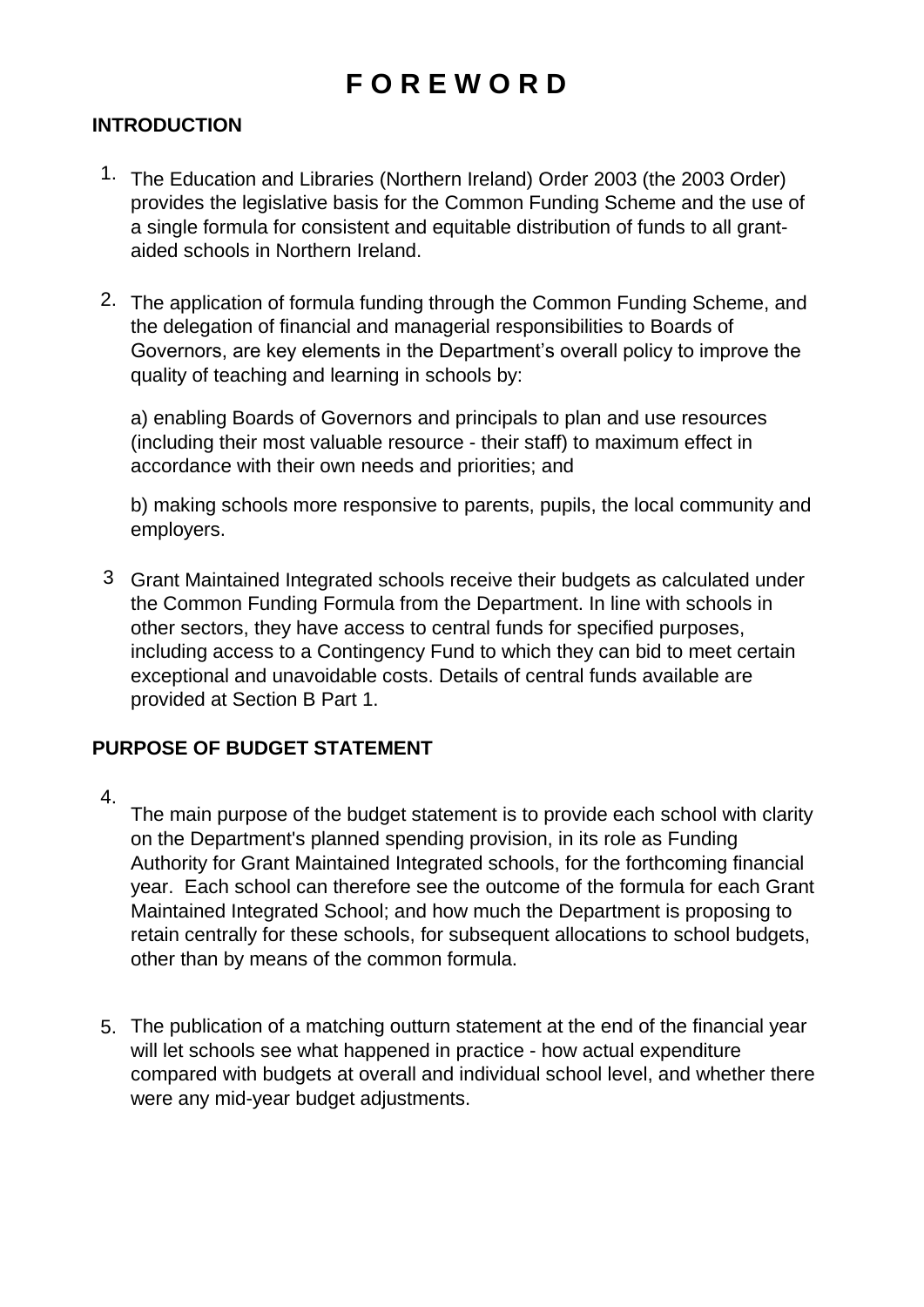# F O R E W O R D

## INTRODUCTION

1. The Education and Libraries (Northern Ireland) Order 2003 (the 2003 Order) provides the legislative basis for the Common Funding Scheme and the use of a single formula for consistent and equitable distribution of funds to all grant-aided schools in Northern Ireland.

2. The application of formula funding through the Common Funding Scheme, and the delegation of financial and managerial responsibilities to Boards of Governors, are key elements in the Department's overall policy to improve the quality of teaching and learning in schools by:

   a) enabling Boards of Governors and principals to plan and use resources (including their most valuable resource - their staff) to maximum effect in accordance with their own needs and priorities; and

   b) making schools more responsive to parents, pupils, the local community and employers.

3. Grant Maintained Integrated schools receive their budgets as calculated under the Common Funding Formula from the Department. In line with schools in other sectors, they have access to central funds for specified purposes, including access to a Contingency Fund to which they can bid to meet certain exceptional and unavoidable costs. Details of central funds available are provided at Section B Part 1.

## PURPOSE OF BUDGET STATEMENT

4. The main purpose of the budget statement is to provide each school with clarity on the Department's planned spending provision, in its role as Funding Authority for Grant Maintained Integrated schools, for the forthcoming financial year. Each school can therefore see the outcome of the formula for each Grant Maintained Integrated School; and how much the Department is proposing to retain centrally for these schools, for subsequent allocations to school budgets, other than by means of the common formula.

5. The publication of a matching outturn statement at the end of the financial year will let schools see what happened in practice - how actual expenditure compared with budgets at overall and individual school level, and whether there were any mid-year budget adjustments.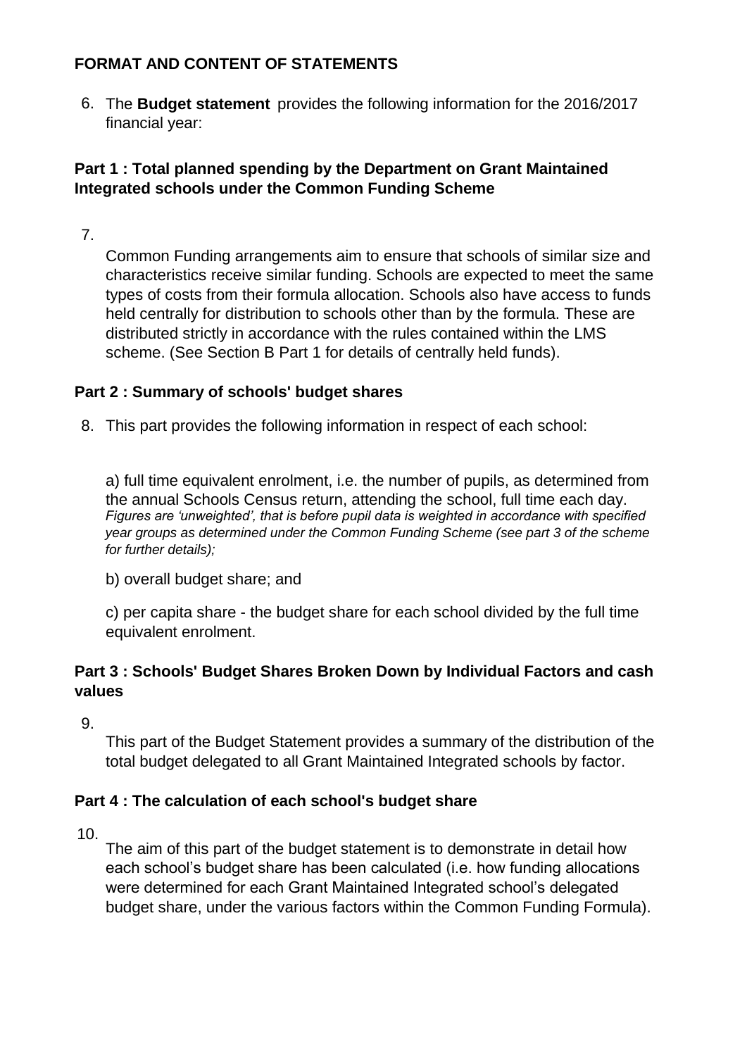## FORMAT AND CONTENT OF STATEMENTS

6. The **Budget statement** provides the following information for the 2016/2017 financial year:

### Part 1 : Total planned spending by the Department on Grant Maintained Integrated schools under the Common Funding Scheme

7. Common Funding arrangements aim to ensure that schools of similar size and characteristics receive similar funding. Schools are expected to meet the same types of costs from their formula allocation. Schools also have access to funds held centrally for distribution to schools other than by the formula. These are distributed strictly in accordance with the rules contained within the LMS scheme. (See Section B Part 1 for details of centrally held funds).

### Part 2 : Summary of schools' budget shares

8. This part provides the following information in respect of each school:

   a) full time equivalent enrolment, i.e. the number of pupils, as determined from the annual Schools Census return, attending the school, full time each day. *Figures are 'unweighted', that is before pupil data is weighted in accordance with specified year groups as determined under the Common Funding Scheme (see part 3 of the scheme for further details);*

   b) overall budget share; and

   c) per capita share - the budget share for each school divided by the full time equivalent enrolment.

### Part 3 : Schools' Budget Shares Broken Down by Individual Factors and cash values

9. This part of the Budget Statement provides a summary of the distribution of the total budget delegated to all Grant Maintained Integrated schools by factor.

### Part 4 : The calculation of each school's budget share

10. The aim of this part of the budget statement is to demonstrate in detail how each school's budget share has been calculated (i.e. how funding allocations were determined for each Grant Maintained Integrated school's delegated budget share, under the various factors within the Common Funding Formula).